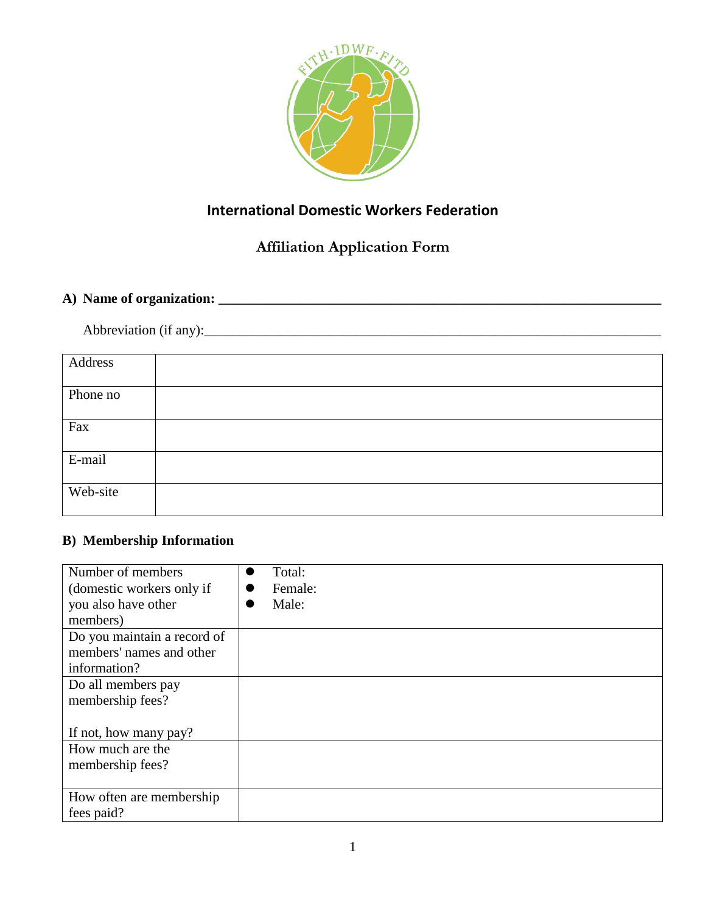# International Domestic Workers Federation

## Affiliation Application Form

**A) Name of organization: ____________________________________________________________**

Abbreviation (if any):______________________________________________________________

| | |
|---|---|
| Address | |
| Phone no | |
| Fax | |
| E-mail | |
| Web-site | |

**B) Membership Information**

| | |
|---|---|
| Number of members (domestic workers only if you also have other members) | ● Total:<br>● Female:<br>● Male: |
| Do you maintain a record of members' names and other information? | |
| Do all members pay membership fees?<br><br>If not, how many pay? | |
| How much are the membership fees? | |
| How often are membership fees paid? | |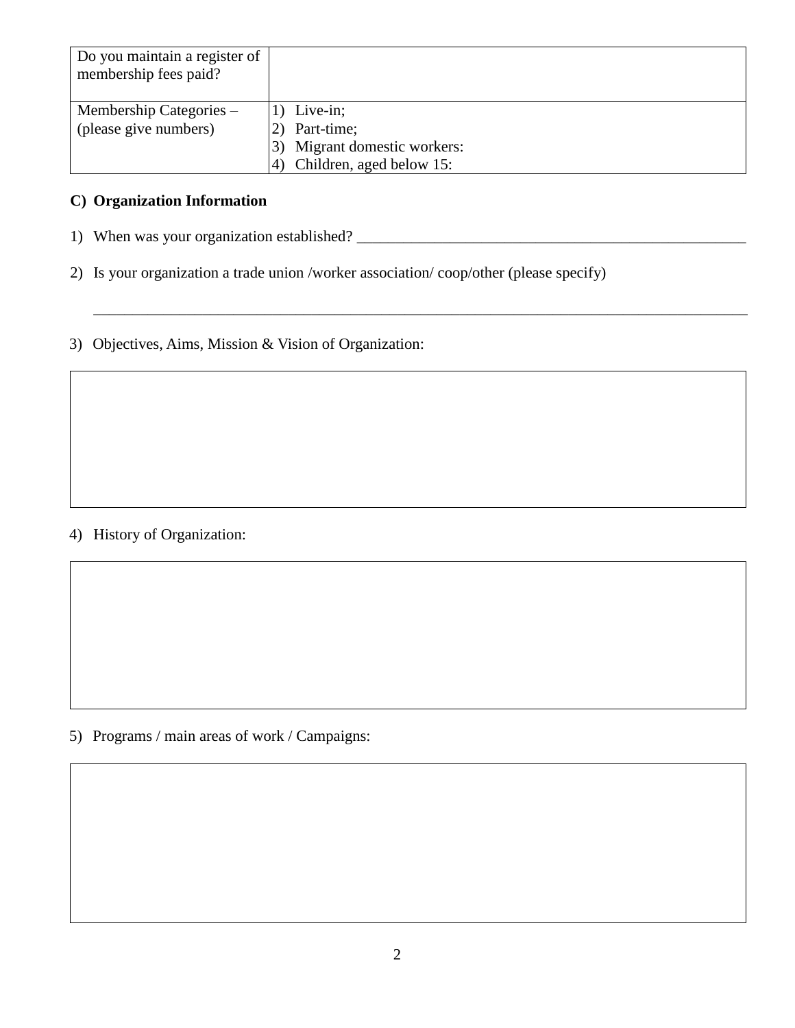| Do you maintain a register of membership fees paid? | |
|---|---|
| Membership Categories – (please give numbers) | 1) Live-in;<br>2) Part-time;<br>3) Migrant domestic workers:<br>4) Children, aged below 15: |

**C) Organization Information**

1) When was your organization established? ___________________________________________________

2) Is your organization a trade union /worker association/ coop/other (please specify)

   ______________________________________________________________________________

3) Objectives, Aims, Mission & Vision of Organization:

4) History of Organization:

5) Programs / main areas of work / Campaigns: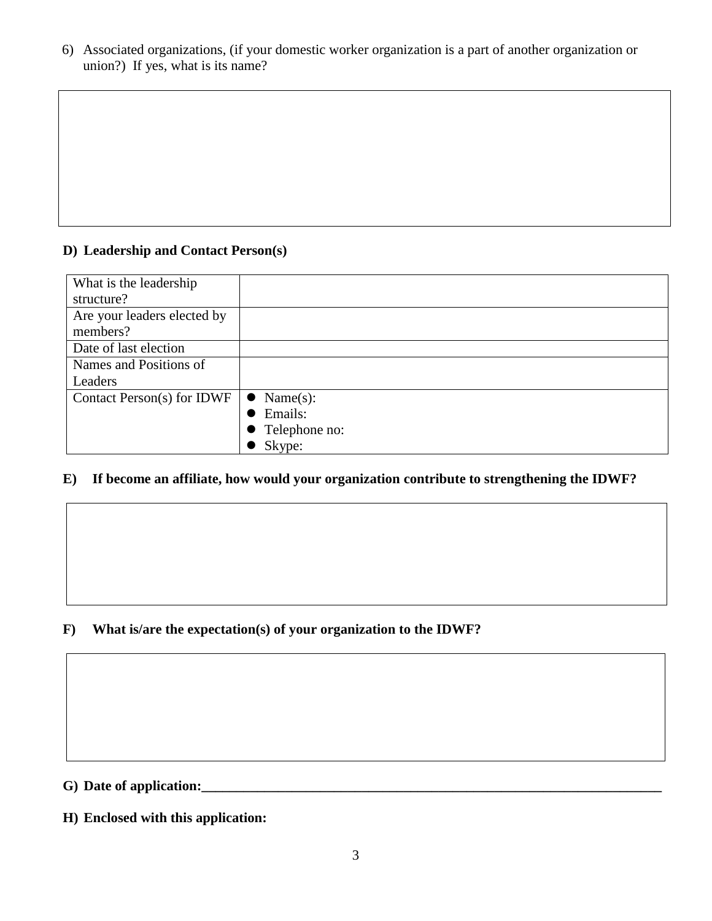6) Associated organizations, (if your domestic worker organization is a part of another organization or union?) If yes, what is its name?

| |
|---|
| |

**D) Leadership and Contact Person(s)**

| What is the leadership structure? | |
|---|---|
| Are your leaders elected by members? | |
| Date of last election | |
| Names and Positions of Leaders | |
| Contact Person(s) for IDWF | • Name(s):<br>• Emails:<br>• Telephone no:<br>• Skype: |

**E) If become an affiliate, how would your organization contribute to strengthening the IDWF?**

| |
|---|
| |

**F) What is/are the expectation(s) of your organization to the IDWF?**

| |
|---|
| |

**G) Date of application:**\_\_\_\_\_\_\_\_\_\_\_\_\_\_\_\_\_\_\_\_\_\_\_\_\_\_\_\_\_\_\_\_\_\_\_\_\_\_\_\_\_\_\_\_\_\_\_\_\_\_\_\_\_\_\_\_

**H) Enclosed with this application:**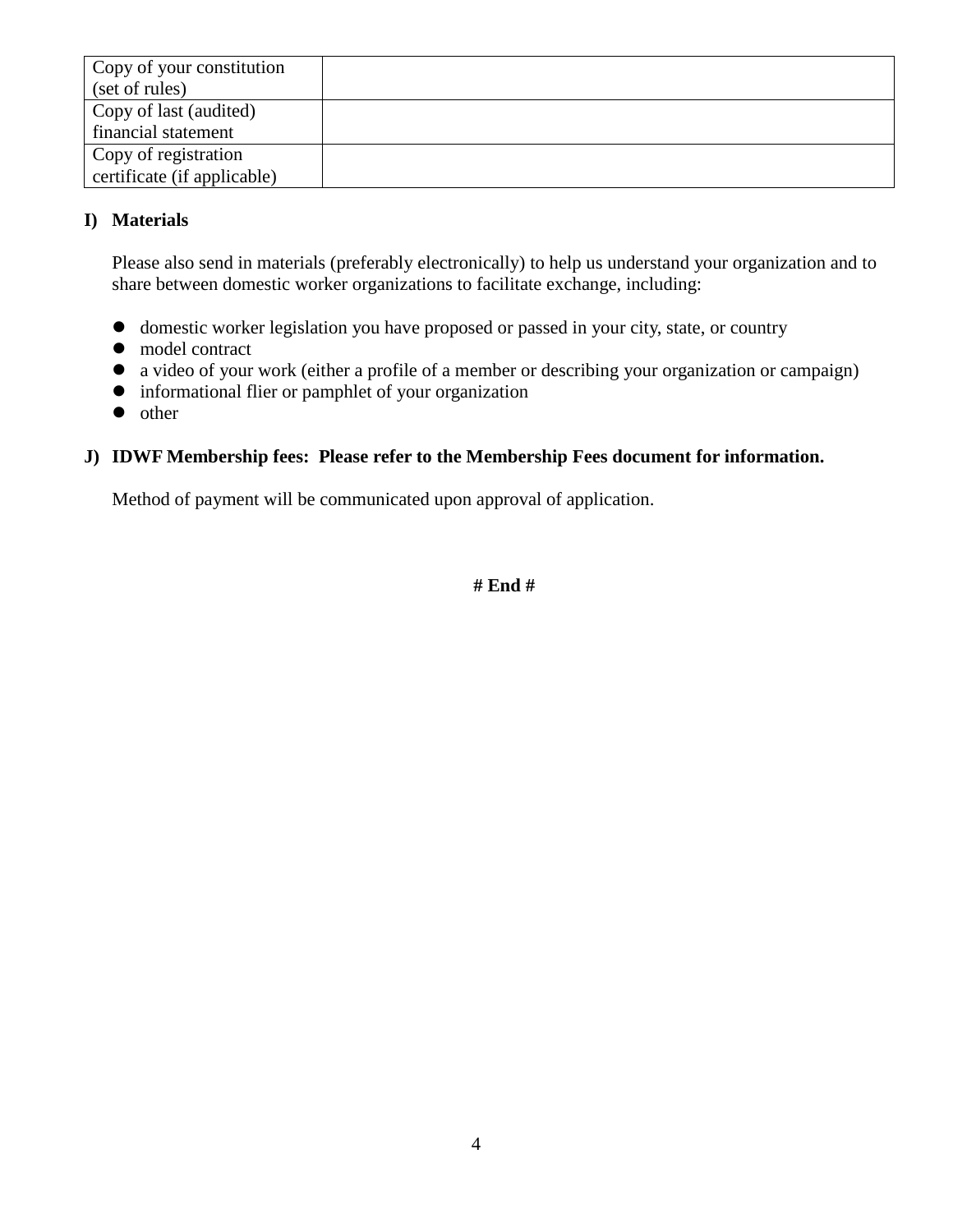| | |
|---|---|
| Copy of your constitution (set of rules) | |
| Copy of last (audited) financial statement | |
| Copy of registration certificate (if applicable) | |

**I) Materials**

Please also send in materials (preferably electronically) to help us understand your organization and to share between domestic worker organizations to facilitate exchange, including:

- domestic worker legislation you have proposed or passed in your city, state, or country
- model contract
- a video of your work (either a profile of a member or describing your organization or campaign)
- informational flier or pamphlet of your organization
- other

**J) IDWF Membership fees: Please refer to the Membership Fees document for information.**

Method of payment will be communicated upon approval of application.

**# End #**